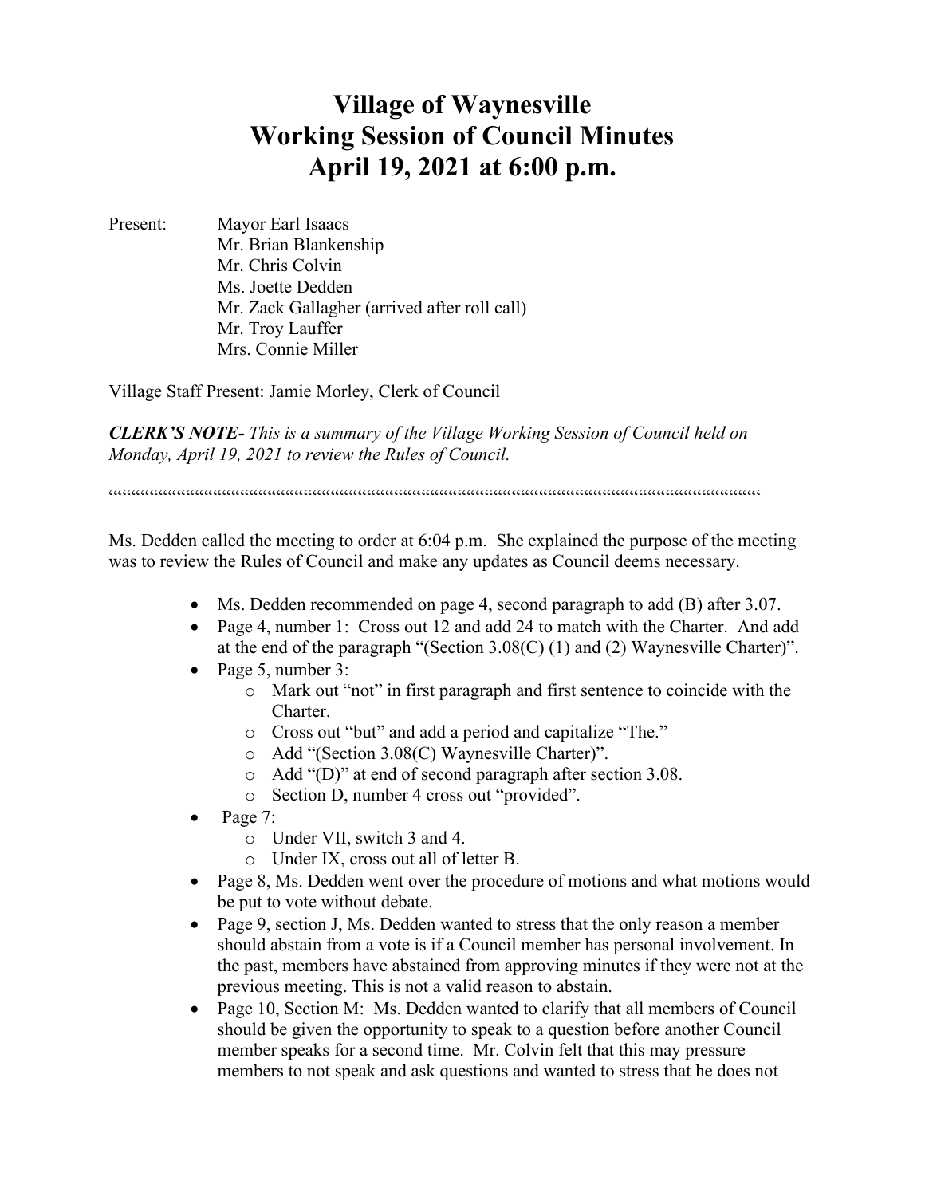# Village of Waynesville
# Working Session of Council Minutes
# April 19, 2021 at 6:00 p.m.

Present: Mayor Earl Isaacs
Mr. Brian Blankenship
Mr. Chris Colvin
Ms. Joette Dedden
Mr. Zack Gallagher (arrived after roll call)
Mr. Troy Lauffer
Mrs. Connie Miller

Village Staff Present: Jamie Morley, Clerk of Council

***CLERK'S NOTE-*** *This is a summary of the Village Working Session of Council held on Monday, April 19, 2021 to review the Rules of Council.*

""""""""""""""""""""""""""""""""""""""""""""""""""""""""""""""""""""""""""""""""""""""""""""""""""""""""""""""""""""""""""""""""

Ms. Dedden called the meeting to order at 6:04 p.m. She explained the purpose of the meeting was to review the Rules of Council and make any updates as Council deems necessary.

- Ms. Dedden recommended on page 4, second paragraph to add (B) after 3.07.
- Page 4, number 1: Cross out 12 and add 24 to match with the Charter. And add at the end of the paragraph "(Section 3.08(C) (1) and (2) Waynesville Charter)".
- Page 5, number 3:
  - Mark out "not" in first paragraph and first sentence to coincide with the Charter.
  - Cross out "but" and add a period and capitalize "The."
  - Add "(Section 3.08(C) Waynesville Charter)".
  - Add "(D)" at end of second paragraph after section 3.08.
  - Section D, number 4 cross out "provided".
- Page 7:
  - Under VII, switch 3 and 4.
  - Under IX, cross out all of letter B.
- Page 8, Ms. Dedden went over the procedure of motions and what motions would be put to vote without debate.
- Page 9, section J, Ms. Dedden wanted to stress that the only reason a member should abstain from a vote is if a Council member has personal involvement. In the past, members have abstained from approving minutes if they were not at the previous meeting. This is not a valid reason to abstain.
- Page 10, Section M: Ms. Dedden wanted to clarify that all members of Council should be given the opportunity to speak to a question before another Council member speaks for a second time. Mr. Colvin felt that this may pressure members to not speak and ask questions and wanted to stress that he does not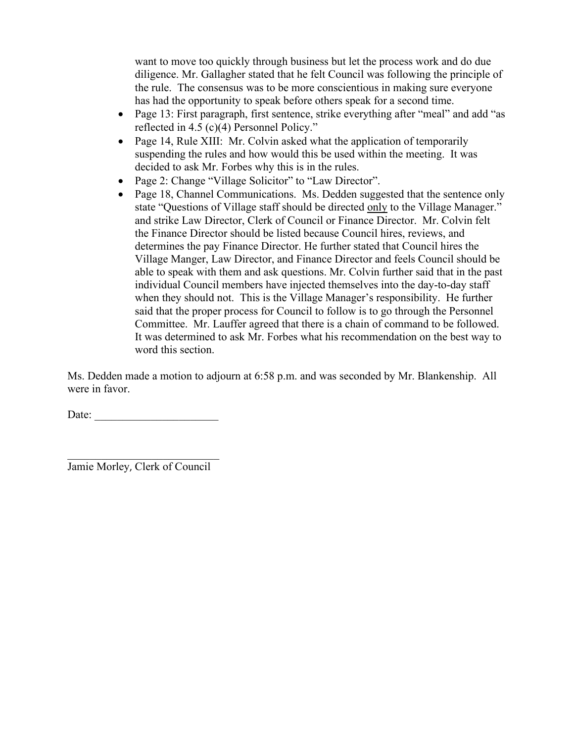want to move too quickly through business but let the process work and do due diligence. Mr. Gallagher stated that he felt Council was following the principle of the rule. The consensus was to be more conscientious in making sure everyone has had the opportunity to speak before others speak for a second time.

- Page 13: First paragraph, first sentence, strike everything after "meal" and add "as reflected in 4.5 (c)(4) Personnel Policy."
- Page 14, Rule XIII: Mr. Colvin asked what the application of temporarily suspending the rules and how would this be used within the meeting. It was decided to ask Mr. Forbes why this is in the rules.
- Page 2: Change "Village Solicitor" to "Law Director".
- Page 18, Channel Communications. Ms. Dedden suggested that the sentence only state "Questions of Village staff should be directed <u>only</u> to the Village Manager." and strike Law Director, Clerk of Council or Finance Director. Mr. Colvin felt the Finance Director should be listed because Council hires, reviews, and determines the pay Finance Director. He further stated that Council hires the Village Manger, Law Director, and Finance Director and feels Council should be able to speak with them and ask questions. Mr. Colvin further said that in the past individual Council members have injected themselves into the day-to-day staff when they should not. This is the Village Manager's responsibility. He further said that the proper process for Council to follow is to go through the Personnel Committee. Mr. Lauffer agreed that there is a chain of command to be followed. It was determined to ask Mr. Forbes what his recommendation on the best way to word this section.

Ms. Dedden made a motion to adjourn at 6:58 p.m. and was seconded by Mr. Blankenship. All were in favor.

Date: ______________________

____________________________
Jamie Morley, Clerk of Council